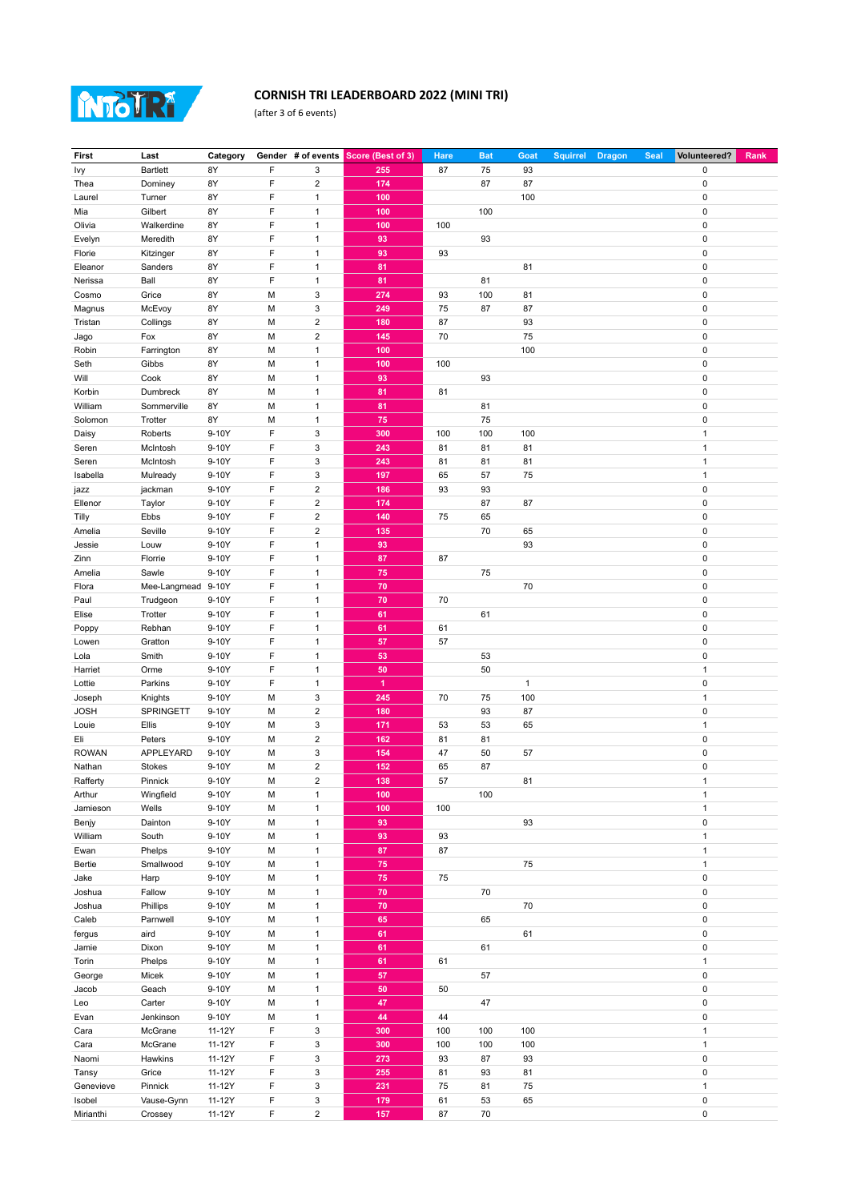# CORNISH TRI LEADERBOARD 2022 (MINI TRI)

(after 3 of 6 events)

| First | Last | Category | Gender | # of events | Score (Best of 3) | Hare | Bat | Goat | Squirrel | Dragon | Seal | Volunteered? | Rank |
|---|---|---|---|---|---|---|---|---|---|---|---|---|---|
| Ivy | Bartlett | 8Y | F | 3 | 255 | 87 | 75 | 93 | | | | 0 | |
| Thea | Dominey | 8Y | F | 2 | 174 | | 87 | 87 | | | | 0 | |
| Laurel | Turner | 8Y | F | 1 | 100 | | | 100 | | | | 0 | |
| Mia | Gilbert | 8Y | F | 1 | 100 | | 100 | | | | | 0 | |
| Olivia | Walkerdine | 8Y | F | 1 | 100 | 100 | | | | | | 0 | |
| Evelyn | Meredith | 8Y | F | 1 | 93 | | 93 | | | | | 0 | |
| Florie | Kitzinger | 8Y | F | 1 | 93 | 93 | | | | | | 0 | |
| Eleanor | Sanders | 8Y | F | 1 | 81 | | | 81 | | | | 0 | |
| Nerissa | Ball | 8Y | F | 1 | 81 | | 81 | | | | | 0 | |
| Cosmo | Grice | 8Y | M | 3 | 274 | 93 | 100 | 81 | | | | 0 | |
| Magnus | McEvoy | 8Y | M | 3 | 249 | 75 | 87 | 87 | | | | 0 | |
| Tristan | Collings | 8Y | M | 2 | 180 | 87 | | 93 | | | | 0 | |
| Jago | Fox | 8Y | M | 2 | 145 | 70 | | 75 | | | | 0 | |
| Robin | Farrington | 8Y | M | 1 | 100 | | | 100 | | | | 0 | |
| Seth | Gibbs | 8Y | M | 1 | 100 | 100 | | | | | | 0 | |
| Will | Cook | 8Y | M | 1 | 93 | | 93 | | | | | 0 | |
| Korbin | Dumbreck | 8Y | M | 1 | 81 | 81 | | | | | | 0 | |
| William | Sommerville | 8Y | M | 1 | 81 | | 81 | | | | | 0 | |
| Solomon | Trotter | 8Y | M | 1 | 75 | | 75 | | | | | 0 | |
| Daisy | Roberts | 9-10Y | F | 3 | 300 | 100 | 100 | 100 | | | | 1 | |
| Seren | McIntosh | 9-10Y | F | 3 | 243 | 81 | 81 | 81 | | | | 1 | |
| Seren | McIntosh | 9-10Y | F | 3 | 243 | 81 | 81 | 81 | | | | 1 | |
| Isabella | Mulready | 9-10Y | F | 3 | 197 | 65 | 57 | 75 | | | | 1 | |
| jazz | jackman | 9-10Y | F | 2 | 186 | 93 | 93 | | | | | 0 | |
| Ellenor | Taylor | 9-10Y | F | 2 | 174 | | 87 | 87 | | | | 0 | |
| Tilly | Ebbs | 9-10Y | F | 2 | 140 | 75 | 65 | | | | | 0 | |
| Amelia | Seville | 9-10Y | F | 2 | 135 | | 70 | 65 | | | | 0 | |
| Jessie | Louw | 9-10Y | F | 1 | 93 | | | 93 | | | | 0 | |
| Zinn | Florrie | 9-10Y | F | 1 | 87 | 87 | | | | | | 0 | |
| Amelia | Sawle | 9-10Y | F | 1 | 75 | | 75 | | | | | 0 | |
| Flora | Mee-Langmead | 9-10Y | F | 1 | 70 | | | 70 | | | | 0 | |
| Paul | Trudgeon | 9-10Y | F | 1 | 70 | 70 | | | | | | 0 | |
| Elise | Trotter | 9-10Y | F | 1 | 61 | | 61 | | | | | 0 | |
| Poppy | Rebhan | 9-10Y | F | 1 | 61 | 61 | | | | | | 0 | |
| Lowen | Gratton | 9-10Y | F | 1 | 57 | 57 | | | | | | 0 | |
| Lola | Smith | 9-10Y | F | 1 | 53 | | 53 | | | | | 0 | |
| Harriet | Orme | 9-10Y | F | 1 | 50 | | 50 | | | | | 1 | |
| Lottie | Parkins | 9-10Y | F | 1 | 1 | | | 1 | | | | 0 | |
| Joseph | Knights | 9-10Y | M | 3 | 245 | 70 | 75 | 100 | | | | 1 | |
| JOSH | SPRINGETT | 9-10Y | M | 2 | 180 | | 93 | 87 | | | | 0 | |
| Louie | Ellis | 9-10Y | M | 3 | 171 | 53 | 53 | 65 | | | | 1 | |
| Eli | Peters | 9-10Y | M | 2 | 162 | 81 | 81 | | | | | 0 | |
| ROWAN | APPLEYARD | 9-10Y | M | 3 | 154 | 47 | 50 | 57 | | | | 0 | |
| Nathan | Stokes | 9-10Y | M | 2 | 152 | 65 | 87 | | | | | 0 | |
| Rafferty | Pinnick | 9-10Y | M | 2 | 138 | 57 | | 81 | | | | 1 | |
| Arthur | Wingfield | 9-10Y | M | 1 | 100 | | 100 | | | | | 1 | |
| Jamieson | Wells | 9-10Y | M | 1 | 100 | 100 | | | | | | 1 | |
| Benjy | Dainton | 9-10Y | M | 1 | 93 | | | 93 | | | | 0 | |
| William | South | 9-10Y | M | 1 | 93 | 93 | | | | | | 1 | |
| Ewan | Phelps | 9-10Y | M | 1 | 87 | 87 | | | | | | 1 | |
| Bertie | Smallwood | 9-10Y | M | 1 | 75 | | | 75 | | | | 1 | |
| Jake | Harp | 9-10Y | M | 1 | 75 | 75 | | | | | | 0 | |
| Joshua | Fallow | 9-10Y | M | 1 | 70 | | 70 | | | | | 0 | |
| Joshua | Phillips | 9-10Y | M | 1 | 70 | | | 70 | | | | 0 | |
| Caleb | Parnwell | 9-10Y | M | 1 | 65 | | 65 | | | | | 0 | |
| fergus | aird | 9-10Y | M | 1 | 61 | | | 61 | | | | 0 | |
| Jamie | Dixon | 9-10Y | M | 1 | 61 | | 61 | | | | | 0 | |
| Torin | Phelps | 9-10Y | M | 1 | 61 | 61 | | | | | | 1 | |
| George | Micek | 9-10Y | M | 1 | 57 | | 57 | | | | | 0 | |
| Jacob | Geach | 9-10Y | M | 1 | 50 | 50 | | | | | | 0 | |
| Leo | Carter | 9-10Y | M | 1 | 47 | | 47 | | | | | 0 | |
| Evan | Jenkinson | 9-10Y | M | 1 | 44 | 44 | | | | | | 0 | |
| Cara | McGrane | 11-12Y | F | 3 | 300 | 100 | 100 | 100 | | | | 1 | |
| Cara | McGrane | 11-12Y | F | 3 | 300 | 100 | 100 | 100 | | | | 1 | |
| Naomi | Hawkins | 11-12Y | F | 3 | 273 | 93 | 87 | 93 | | | | 0 | |
| Tansy | Grice | 11-12Y | F | 3 | 255 | 81 | 93 | 81 | | | | 0 | |
| Genevieve | Pinnick | 11-12Y | F | 3 | 231 | 75 | 81 | 75 | | | | 1 | |
| Isobel | Vause-Gynn | 11-12Y | F | 3 | 179 | 61 | 53 | 65 | | | | 0 | |
| Mirianthi | Crossey | 11-12Y | F | 2 | 157 | 87 | 70 | | | | | 0 | |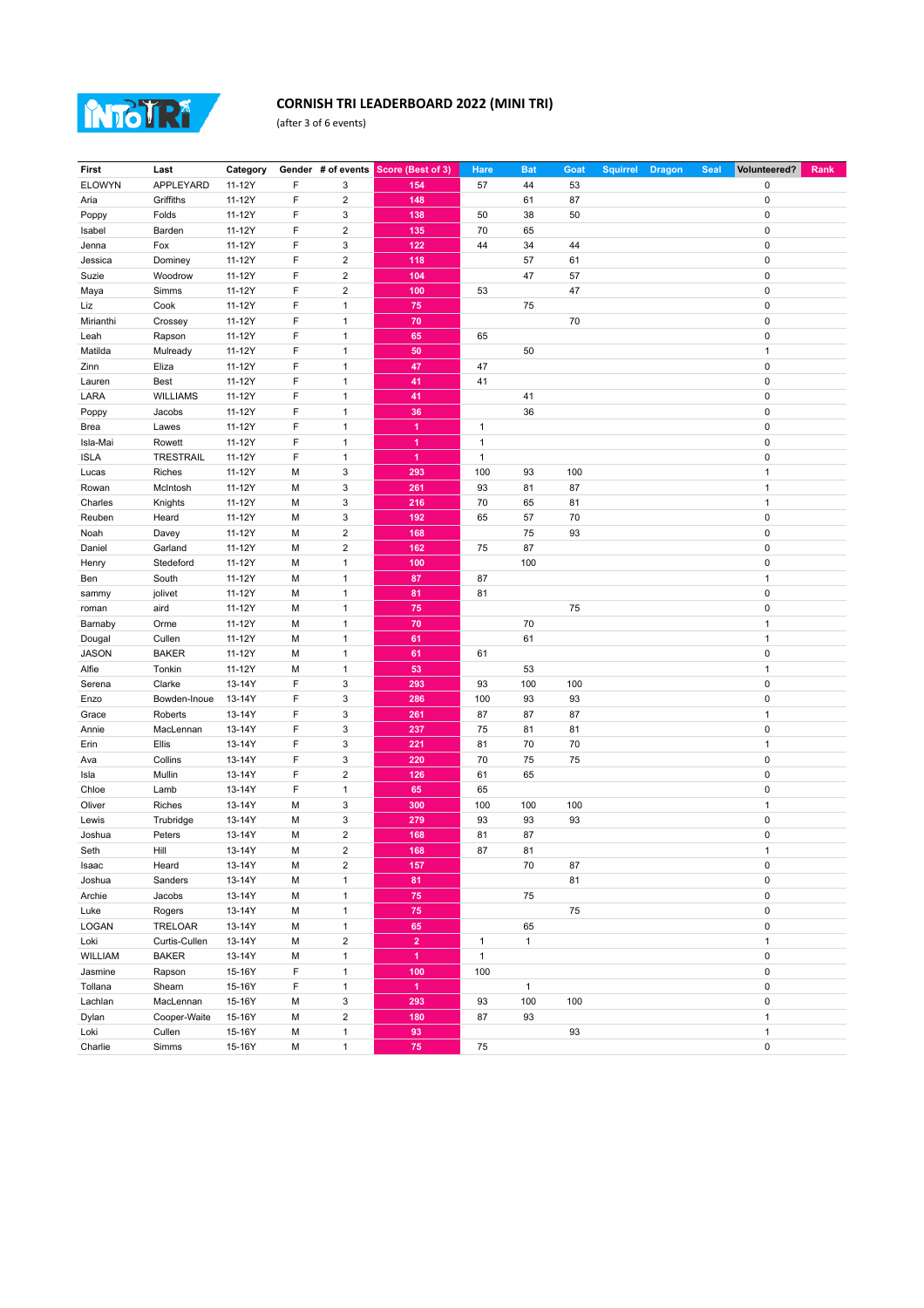## CORNISH TRI LEADERBOARD 2022 (MINI TRI)

(after 3 of 6 events)

| First | Last | Category | Gender | # of events | Score (Best of 3) | Hare | Bat | Goat | Squirrel | Dragon | Seal | Volunteered? | Rank |
|---|---|---|---|---|---|---|---|---|---|---|---|---|---|
| ELOWYN | APPLEYARD | 11-12Y | F | 3 | 154 | 57 | 44 | 53 | | | | 0 | |
| Aria | Griffiths | 11-12Y | F | 2 | 148 | | 61 | 87 | | | | 0 | |
| Poppy | Folds | 11-12Y | F | 3 | 138 | 50 | 38 | 50 | | | | 0 | |
| Isabel | Barden | 11-12Y | F | 2 | 135 | 70 | 65 | | | | | 0 | |
| Jenna | Fox | 11-12Y | F | 3 | 122 | 44 | 34 | 44 | | | | 0 | |
| Jessica | Dominey | 11-12Y | F | 2 | 118 | | 57 | 61 | | | | 0 | |
| Suzie | Woodrow | 11-12Y | F | 2 | 104 | | 47 | 57 | | | | 0 | |
| Maya | Simms | 11-12Y | F | 2 | 100 | 53 | | 47 | | | | 0 | |
| Liz | Cook | 11-12Y | F | 1 | 75 | | 75 | | | | | 0 | |
| Mirianthi | Crossey | 11-12Y | F | 1 | 70 | | | 70 | | | | 0 | |
| Leah | Rapson | 11-12Y | F | 1 | 65 | 65 | | | | | | 0 | |
| Matilda | Mulready | 11-12Y | F | 1 | 50 | | 50 | | | | | 1 | |
| Zinn | Eliza | 11-12Y | F | 1 | 47 | 47 | | | | | | 0 | |
| Lauren | Best | 11-12Y | F | 1 | 41 | 41 | | | | | | 0 | |
| LARA | WILLIAMS | 11-12Y | F | 1 | 41 | | 41 | | | | | 0 | |
| Poppy | Jacobs | 11-12Y | F | 1 | 36 | | 36 | | | | | 0 | |
| Brea | Lawes | 11-12Y | F | 1 | 1 | 1 | | | | | | 0 | |
| Isla-Mai | Rowett | 11-12Y | F | 1 | 1 | 1 | | | | | | 0 | |
| ISLA | TRESTRAIL | 11-12Y | F | 1 | 1 | 1 | | | | | | 0 | |
| Lucas | Riches | 11-12Y | M | 3 | 293 | 100 | 93 | 100 | | | | 1 | |
| Rowan | McIntosh | 11-12Y | M | 3 | 261 | 93 | 81 | 87 | | | | 1 | |
| Charles | Knights | 11-12Y | M | 3 | 216 | 70 | 65 | 81 | | | | 1 | |
| Reuben | Heard | 11-12Y | M | 3 | 192 | 65 | 57 | 70 | | | | 0 | |
| Noah | Davey | 11-12Y | M | 2 | 168 | | 75 | 93 | | | | 0 | |
| Daniel | Garland | 11-12Y | M | 2 | 162 | 75 | 87 | | | | | 0 | |
| Henry | Stedeford | 11-12Y | M | 1 | 100 | | 100 | | | | | 0 | |
| Ben | South | 11-12Y | M | 1 | 87 | 87 | | | | | | 1 | |
| sammy | jolivet | 11-12Y | M | 1 | 81 | 81 | | | | | | 0 | |
| roman | aird | 11-12Y | M | 1 | 75 | | | 75 | | | | 0 | |
| Barnaby | Orme | 11-12Y | M | 1 | 70 | | 70 | | | | | 1 | |
| Dougal | Cullen | 11-12Y | M | 1 | 61 | | 61 | | | | | 1 | |
| JASON | BAKER | 11-12Y | M | 1 | 61 | 61 | | | | | | 0 | |
| Alfie | Tonkin | 11-12Y | M | 1 | 53 | | 53 | | | | | 1 | |
| Serena | Clarke | 13-14Y | F | 3 | 293 | 93 | 100 | 100 | | | | 0 | |
| Enzo | Bowden-Inoue | 13-14Y | F | 3 | 286 | 100 | 93 | 93 | | | | 0 | |
| Grace | Roberts | 13-14Y | F | 3 | 261 | 87 | 87 | 87 | | | | 1 | |
| Annie | MacLennan | 13-14Y | F | 3 | 237 | 75 | 81 | 81 | | | | 0 | |
| Erin | Ellis | 13-14Y | F | 3 | 221 | 81 | 70 | 70 | | | | 1 | |
| Ava | Collins | 13-14Y | F | 3 | 220 | 70 | 75 | 75 | | | | 0 | |
| Isla | Mullin | 13-14Y | F | 2 | 126 | 61 | 65 | | | | | 0 | |
| Chloe | Lamb | 13-14Y | F | 1 | 65 | 65 | | | | | | 0 | |
| Oliver | Riches | 13-14Y | M | 3 | 300 | 100 | 100 | 100 | | | | 1 | |
| Lewis | Trubridge | 13-14Y | M | 3 | 279 | 93 | 93 | 93 | | | | 0 | |
| Joshua | Peters | 13-14Y | M | 2 | 168 | 81 | 87 | | | | | 0 | |
| Seth | Hill | 13-14Y | M | 2 | 168 | 87 | 81 | | | | | 1 | |
| Isaac | Heard | 13-14Y | M | 2 | 157 | | 70 | 87 | | | | 0 | |
| Joshua | Sanders | 13-14Y | M | 1 | 81 | | | 81 | | | | 0 | |
| Archie | Jacobs | 13-14Y | M | 1 | 75 | | 75 | | | | | 0 | |
| Luke | Rogers | 13-14Y | M | 1 | 75 | | | 75 | | | | 0 | |
| LOGAN | TRELOAR | 13-14Y | M | 1 | 65 | | 65 | | | | | 0 | |
| Loki | Curtis-Cullen | 13-14Y | M | 2 | 2 | 1 | 1 | | | | | 1 | |
| WILLIAM | BAKER | 13-14Y | M | 1 | 1 | 1 | | | | | | 0 | |
| Jasmine | Rapson | 15-16Y | F | 1 | 100 | 100 | | | | | | 0 | |
| Tollana | Shearn | 15-16Y | F | 1 | 1 | | 1 | | | | | 0 | |
| Lachlan | MacLennan | 15-16Y | M | 3 | 293 | 93 | 100 | 100 | | | | 0 | |
| Dylan | Cooper-Waite | 15-16Y | M | 2 | 180 | 87 | 93 | | | | | 1 | |
| Loki | Cullen | 15-16Y | M | 1 | 93 | | | 93 | | | | 1 | |
| Charlie | Simms | 15-16Y | M | 1 | 75 | 75 | | | | | | 0 | |